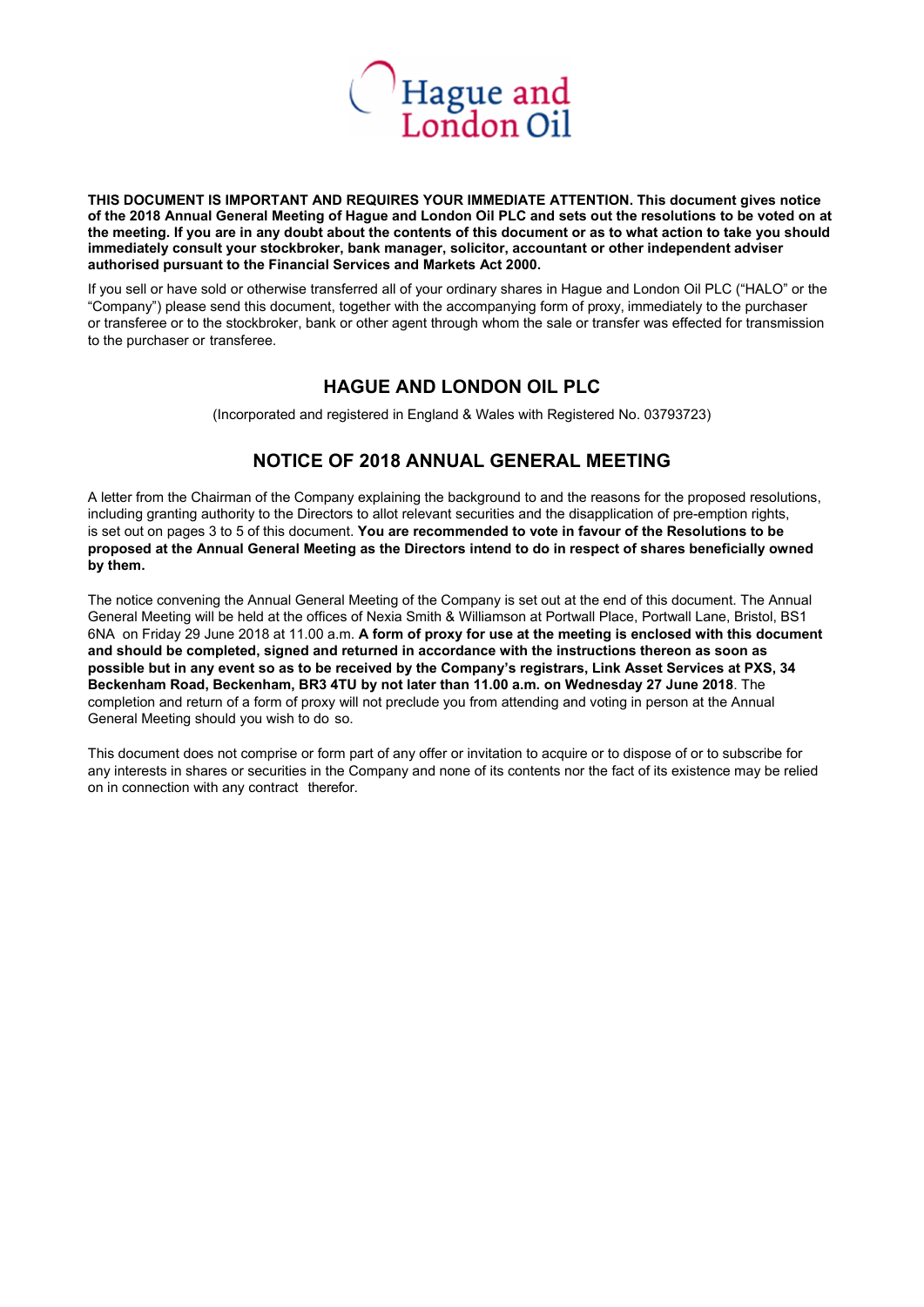Hague and London Oil

**THIS DOCUMENT IS IMPORTANT AND REQUIRES YOUR IMMEDIATE ATTENTION. This document gives notice of the 2018 Annual General Meeting of Hague and London Oil PLC and sets out the resolutions to be voted on at the meeting. If you are in any doubt about the contents of this document or as to what action to take you should immediately consult your stockbroker, bank manager, solicitor, accountant or other independent adviser authorised pursuant to the Financial Services and Markets Act 2000.**

If you sell or have sold or otherwise transferred all of your ordinary shares in Hague and London Oil PLC ("HALO" or the "Company") please send this document, together with the accompanying form of proxy, immediately to the purchaser or transferee or to the stockbroker, bank or other agent through whom the sale or transfer was effected for transmission to the purchaser or transferee.

## HAGUE AND LONDON OIL PLC

(Incorporated and registered in England & Wales with Registered No. 03793723)

## NOTICE OF 2018 ANNUAL GENERAL MEETING

A letter from the Chairman of the Company explaining the background to and the reasons for the proposed resolutions, including granting authority to the Directors to allot relevant securities and the disapplication of pre-emption rights, is set out on pages 3 to 5 of this document. **You are recommended to vote in favour of the Resolutions to be proposed at the Annual General Meeting as the Directors intend to do in respect of shares beneficially owned by them.**

The notice convening the Annual General Meeting of the Company is set out at the end of this document. The Annual General Meeting will be held at the offices of Nexia Smith & Williamson at Portwall Place, Portwall Lane, Bristol, BS1 6NA on Friday 29 June 2018 at 11.00 a.m. **A form of proxy for use at the meeting is enclosed with this document and should be completed, signed and returned in accordance with the instructions thereon as soon as possible but in any event so as to be received by the Company's registrars, Link Asset Services at PXS, 34 Beckenham Road, Beckenham, BR3 4TU by not later than 11.00 a.m. on Wednesday 27 June 2018**. The completion and return of a form of proxy will not preclude you from attending and voting in person at the Annual General Meeting should you wish to do so.

This document does not comprise or form part of any offer or invitation to acquire or to dispose of or to subscribe for any interests in shares or securities in the Company and none of its contents nor the fact of its existence may be relied on in connection with any contract therefor.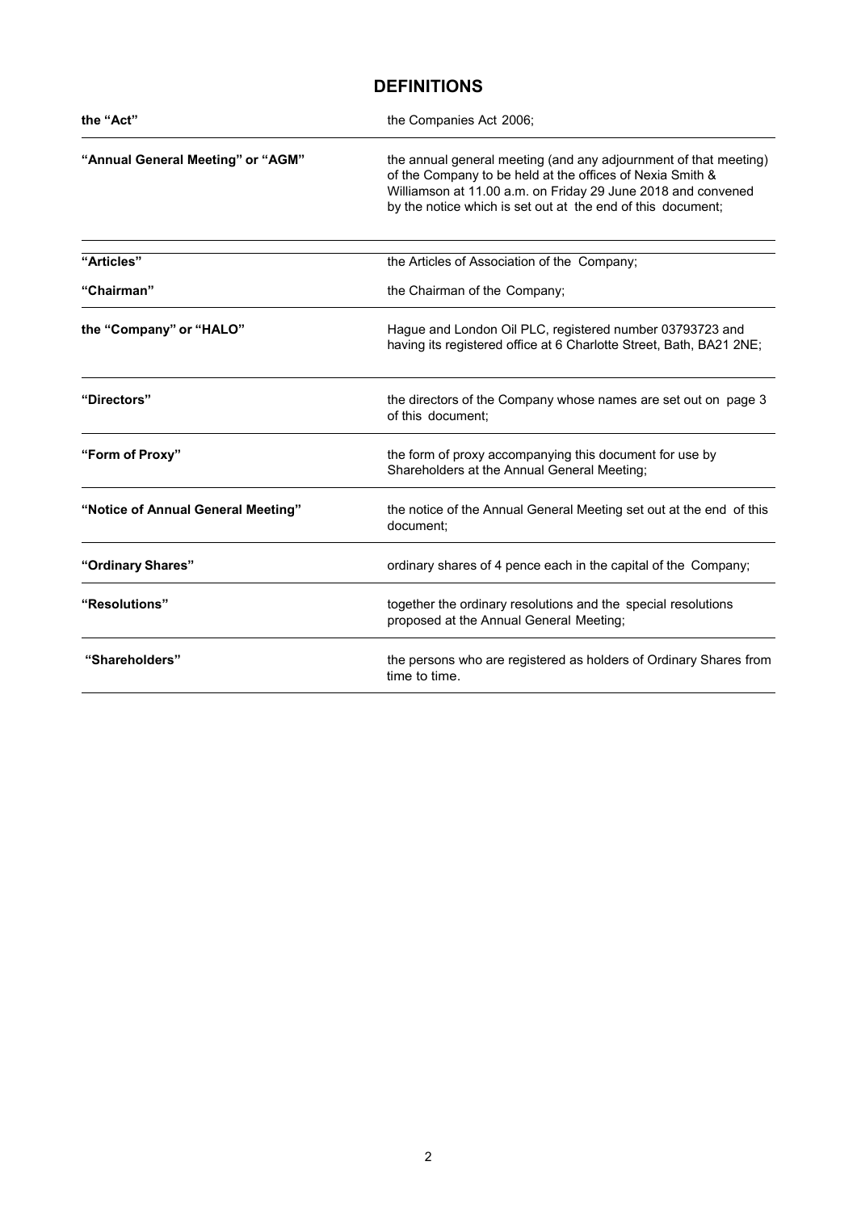# DEFINITIONS

| | |
|---|---|
| **the "Act"** | the Companies Act 2006; |
| **"Annual General Meeting" or "AGM"** | the annual general meeting (and any adjournment of that meeting) of the Company to be held at the offices of Nexia Smith & Williamson at 11.00 a.m. on Friday 29 June 2018 and convened by the notice which is set out at the end of this document; |
| **"Articles"** | the Articles of Association of the Company; |
| **"Chairman"** | the Chairman of the Company; |
| **the "Company" or "HALO"** | Hague and London Oil PLC, registered number 03793723 and having its registered office at 6 Charlotte Street, Bath, BA21 2NE; |
| **"Directors"** | the directors of the Company whose names are set out on page 3 of this document; |
| **"Form of Proxy"** | the form of proxy accompanying this document for use by Shareholders at the Annual General Meeting; |
| **"Notice of Annual General Meeting"** | the notice of the Annual General Meeting set out at the end of this document; |
| **"Ordinary Shares"** | ordinary shares of 4 pence each in the capital of the Company; |
| **"Resolutions"** | together the ordinary resolutions and the special resolutions proposed at the Annual General Meeting; |
| **"Shareholders"** | the persons who are registered as holders of Ordinary Shares from time to time. |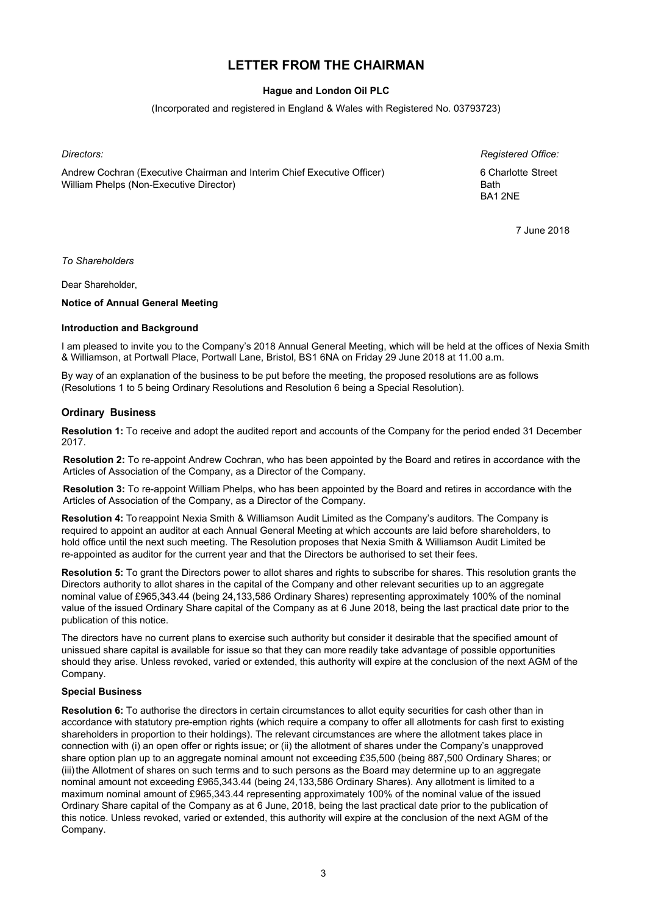# LETTER FROM THE CHAIRMAN

**Hague and London Oil PLC**

(Incorporated and registered in England & Wales with Registered No. 03793723)

*Directors:*

Andrew Cochran (Executive Chairman and Interim Chief Executive Officer)
William Phelps (Non-Executive Director)

*Registered Office:*

6 Charlotte Street
Bath
BA1 2NE

7 June 2018

*To Shareholders*

Dear Shareholder,

**Notice of Annual General Meeting**

**Introduction and Background**

I am pleased to invite you to the Company's 2018 Annual General Meeting, which will be held at the offices of Nexia Smith & Williamson, at Portwall Place, Portwall Lane, Bristol, BS1 6NA on Friday 29 June 2018 at 11.00 a.m.

By way of an explanation of the business to be put before the meeting, the proposed resolutions are as follows (Resolutions 1 to 5 being Ordinary Resolutions and Resolution 6 being a Special Resolution).

## Ordinary Business

**Resolution 1:** To receive and adopt the audited report and accounts of the Company for the period ended 31 December 2017.

**Resolution 2:** To re-appoint Andrew Cochran, who has been appointed by the Board and retires in accordance with the Articles of Association of the Company, as a Director of the Company.

**Resolution 3:** To re-appoint William Phelps, who has been appointed by the Board and retires in accordance with the Articles of Association of the Company, as a Director of the Company.

**Resolution 4:** To reappoint Nexia Smith & Williamson Audit Limited as the Company's auditors. The Company is required to appoint an auditor at each Annual General Meeting at which accounts are laid before shareholders, to hold office until the next such meeting. The Resolution proposes that Nexia Smith & Williamson Audit Limited be re-appointed as auditor for the current year and that the Directors be authorised to set their fees.

**Resolution 5:** To grant the Directors power to allot shares and rights to subscribe for shares. This resolution grants the Directors authority to allot shares in the capital of the Company and other relevant securities up to an aggregate nominal value of £965,343.44 (being 24,133,586 Ordinary Shares) representing approximately 100% of the nominal value of the issued Ordinary Share capital of the Company as at 6 June 2018, being the last practical date prior to the publication of this notice.

The directors have no current plans to exercise such authority but consider it desirable that the specified amount of unissued share capital is available for issue so that they can more readily take advantage of possible opportunities should they arise. Unless revoked, varied or extended, this authority will expire at the conclusion of the next AGM of the Company.

**Special Business**

**Resolution 6:** To authorise the directors in certain circumstances to allot equity securities for cash other than in accordance with statutory pre-emption rights (which require a company to offer all allotments for cash first to existing shareholders in proportion to their holdings). The relevant circumstances are where the allotment takes place in connection with (i) an open offer or rights issue; or (ii) the allotment of shares under the Company's unapproved share option plan up to an aggregate nominal amount not exceeding £35,500 (being 887,500 Ordinary Shares; or (iii) the Allotment of shares on such terms and to such persons as the Board may determine up to an aggregate nominal amount not exceeding £965,343.44 (being 24,133,586 Ordinary Shares). Any allotment is limited to a maximum nominal amount of £965,343.44 representing approximately 100% of the nominal value of the issued Ordinary Share capital of the Company as at 6 June, 2018, being the last practical date prior to the publication of this notice. Unless revoked, varied or extended, this authority will expire at the conclusion of the next AGM of the Company.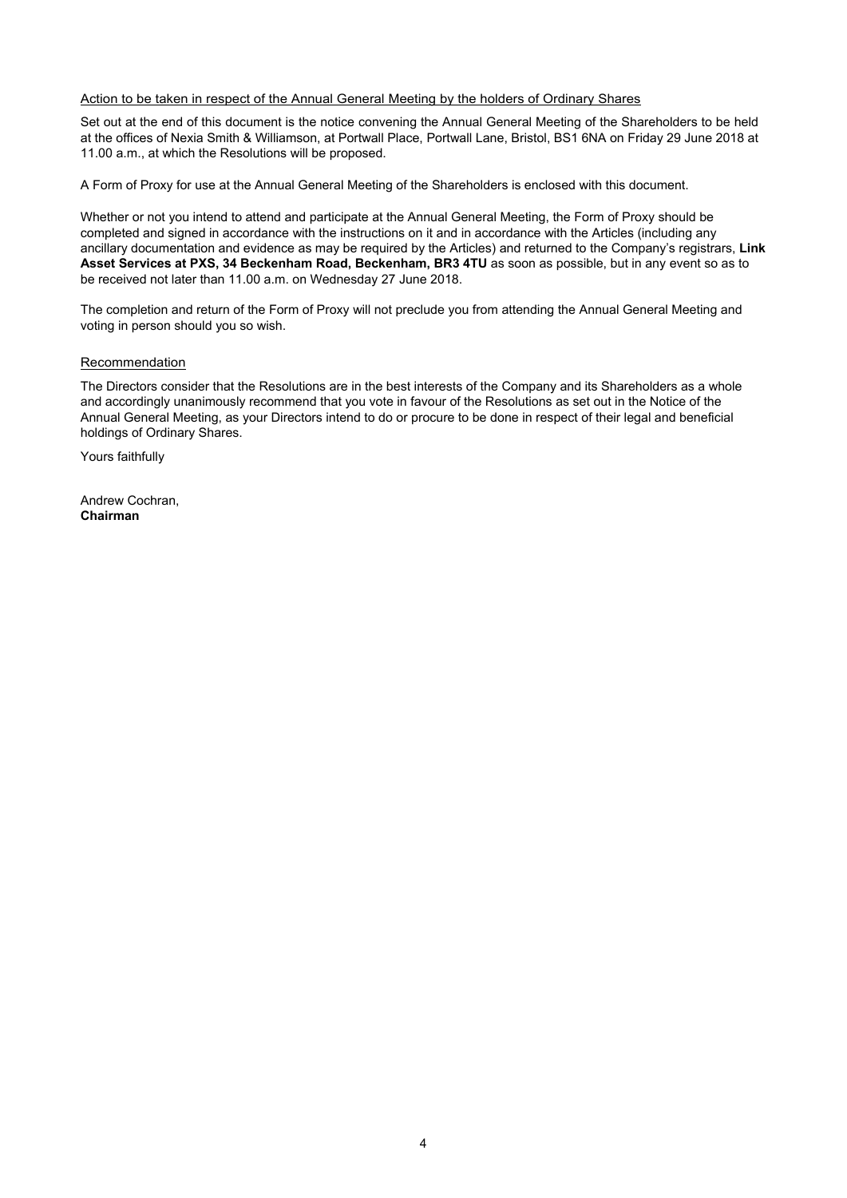Action to be taken in respect of the Annual General Meeting by the holders of Ordinary Shares

Set out at the end of this document is the notice convening the Annual General Meeting of the Shareholders to be held at the offices of Nexia Smith & Williamson, at Portwall Place, Portwall Lane, Bristol, BS1 6NA on Friday 29 June 2018 at 11.00 a.m., at which the Resolutions will be proposed.

A Form of Proxy for use at the Annual General Meeting of the Shareholders is enclosed with this document.

Whether or not you intend to attend and participate at the Annual General Meeting, the Form of Proxy should be completed and signed in accordance with the instructions on it and in accordance with the Articles (including any ancillary documentation and evidence as may be required by the Articles) and returned to the Company's registrars, **Link Asset Services at PXS, 34 Beckenham Road, Beckenham, BR3 4TU** as soon as possible, but in any event so as to be received not later than 11.00 a.m. on Wednesday 27 June 2018.

The completion and return of the Form of Proxy will not preclude you from attending the Annual General Meeting and voting in person should you so wish.

Recommendation

The Directors consider that the Resolutions are in the best interests of the Company and its Shareholders as a whole and accordingly unanimously recommend that you vote in favour of the Resolutions as set out in the Notice of the Annual General Meeting, as your Directors intend to do or procure to be done in respect of their legal and beneficial holdings of Ordinary Shares.

Yours faithfully

Andrew Cochran,
**Chairman**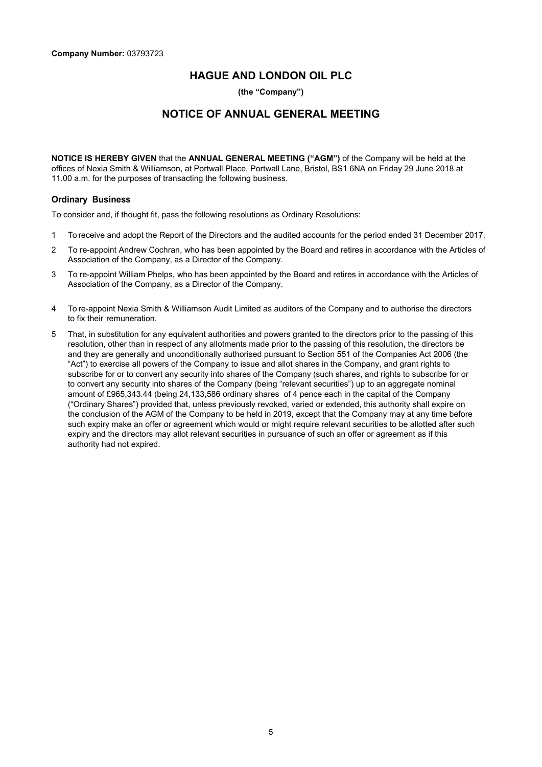**Company Number:** 03793723

# HAGUE AND LONDON OIL PLC

**(the "Company")**

# NOTICE OF ANNUAL GENERAL MEETING

**NOTICE IS HEREBY GIVEN** that the **ANNUAL GENERAL MEETING ("AGM")** of the Company will be held at the offices of Nexia Smith & Williamson, at Portwall Place, Portwall Lane, Bristol, BS1 6NA on Friday 29 June 2018 at 11.00 a.m. for the purposes of transacting the following business.

### Ordinary Business

To consider and, if thought fit, pass the following resolutions as Ordinary Resolutions:

1 To receive and adopt the Report of the Directors and the audited accounts for the period ended 31 December 2017.

2 To re-appoint Andrew Cochran, who has been appointed by the Board and retires in accordance with the Articles of Association of the Company, as a Director of the Company.

3 To re-appoint William Phelps, who has been appointed by the Board and retires in accordance with the Articles of Association of the Company, as a Director of the Company.

4 To re-appoint Nexia Smith & Williamson Audit Limited as auditors of the Company and to authorise the directors to fix their remuneration.

5 That, in substitution for any equivalent authorities and powers granted to the directors prior to the passing of this resolution, other than in respect of any allotments made prior to the passing of this resolution, the directors be and they are generally and unconditionally authorised pursuant to Section 551 of the Companies Act 2006 (the "Act") to exercise all powers of the Company to issue and allot shares in the Company, and grant rights to subscribe for or to convert any security into shares of the Company (such shares, and rights to subscribe for or to convert any security into shares of the Company (being "relevant securities") up to an aggregate nominal amount of £965,343.44 (being 24,133,586 ordinary shares of 4 pence each in the capital of the Company ("Ordinary Shares") provided that, unless previously revoked, varied or extended, this authority shall expire on the conclusion of the AGM of the Company to be held in 2019, except that the Company may at any time before such expiry make an offer or agreement which would or might require relevant securities to be allotted after such expiry and the directors may allot relevant securities in pursuance of such an offer or agreement as if this authority had not expired.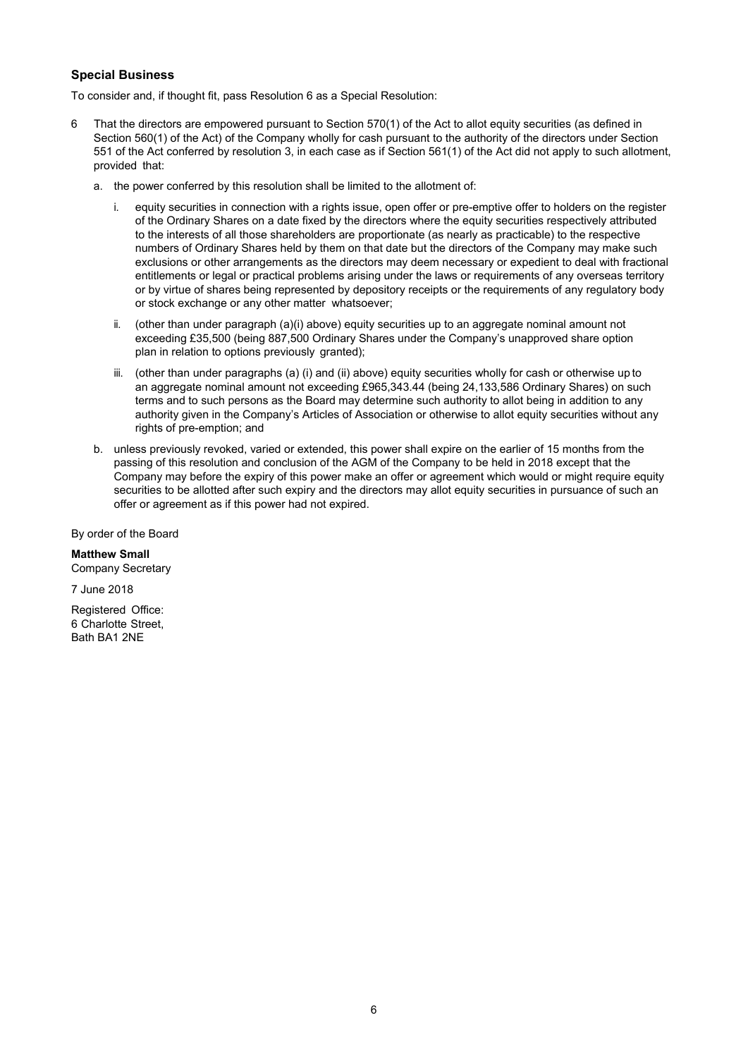### Special Business

To consider and, if thought fit, pass Resolution 6 as a Special Resolution:

6 That the directors are empowered pursuant to Section 570(1) of the Act to allot equity securities (as defined in Section 560(1) of the Act) of the Company wholly for cash pursuant to the authority of the directors under Section 551 of the Act conferred by resolution 3, in each case as if Section 561(1) of the Act did not apply to such allotment, provided that:

   a. the power conferred by this resolution shall be limited to the allotment of:

      i. equity securities in connection with a rights issue, open offer or pre-emptive offer to holders on the register of the Ordinary Shares on a date fixed by the directors where the equity securities respectively attributed to the interests of all those shareholders are proportionate (as nearly as practicable) to the respective numbers of Ordinary Shares held by them on that date but the directors of the Company may make such exclusions or other arrangements as the directors may deem necessary or expedient to deal with fractional entitlements or legal or practical problems arising under the laws or requirements of any overseas territory or by virtue of shares being represented by depository receipts or the requirements of any regulatory body or stock exchange or any other matter whatsoever;

      ii. (other than under paragraph (a)(i) above) equity securities up to an aggregate nominal amount not exceeding £35,500 (being 887,500 Ordinary Shares under the Company's unapproved share option plan in relation to options previously granted);

      iii. (other than under paragraphs (a) (i) and (ii) above) equity securities wholly for cash or otherwise up to an aggregate nominal amount not exceeding £965,343.44 (being 24,133,586 Ordinary Shares) on such terms and to such persons as the Board may determine such authority to allot being in addition to any authority given in the Company's Articles of Association or otherwise to allot equity securities without any rights of pre-emption; and

   b. unless previously revoked, varied or extended, this power shall expire on the earlier of 15 months from the passing of this resolution and conclusion of the AGM of the Company to be held in 2018 except that the Company may before the expiry of this power make an offer or agreement which would or might require equity securities to be allotted after such expiry and the directors may allot equity securities in pursuance of such an offer or agreement as if this power had not expired.

By order of the Board

**Matthew Small**
Company Secretary

7 June 2018

Registered Office:
6 Charlotte Street,
Bath BA1 2NE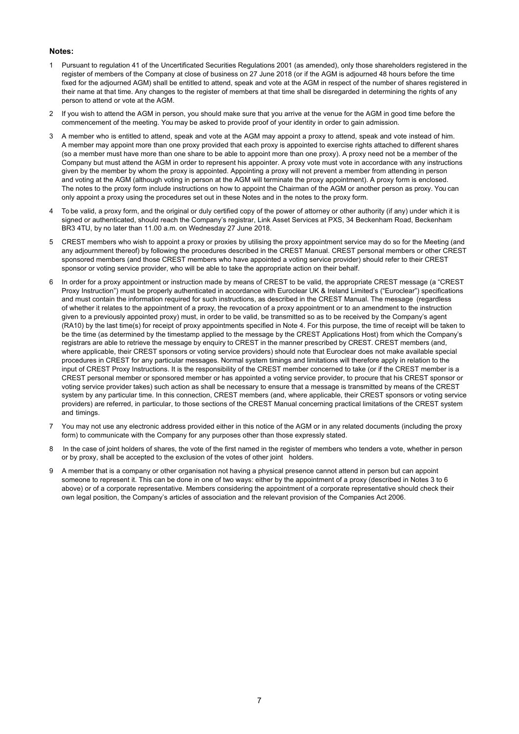**Notes:**

1. Pursuant to regulation 41 of the Uncertificated Securities Regulations 2001 (as amended), only those shareholders registered in the register of members of the Company at close of business on 27 June 2018 (or if the AGM is adjourned 48 hours before the time fixed for the adjourned AGM) shall be entitled to attend, speak and vote at the AGM in respect of the number of shares registered in their name at that time. Any changes to the register of members at that time shall be disregarded in determining the rights of any person to attend or vote at the AGM.

2. If you wish to attend the AGM in person, you should make sure that you arrive at the venue for the AGM in good time before the commencement of the meeting. You may be asked to provide proof of your identity in order to gain admission.

3. A member who is entitled to attend, speak and vote at the AGM may appoint a proxy to attend, speak and vote instead of him. A member may appoint more than one proxy provided that each proxy is appointed to exercise rights attached to different shares (so a member must have more than one share to be able to appoint more than one proxy). A proxy need not be a member of the Company but must attend the AGM in order to represent his appointer. A proxy vote must vote in accordance with any instructions given by the member by whom the proxy is appointed. Appointing a proxy will not prevent a member from attending in person and voting at the AGM (although voting in person at the AGM will terminate the proxy appointment). A proxy form is enclosed. The notes to the proxy form include instructions on how to appoint the Chairman of the AGM or another person as proxy. You can only appoint a proxy using the procedures set out in these Notes and in the notes to the proxy form.

4. To be valid, a proxy form, and the original or duly certified copy of the power of attorney or other authority (if any) under which it is signed or authenticated, should reach the Company's registrar, Link Asset Services at PXS, 34 Beckenham Road, Beckenham BR3 4TU, by no later than 11.00 a.m. on Wednesday 27 June 2018.

5. CREST members who wish to appoint a proxy or proxies by utilising the proxy appointment service may do so for the Meeting (and any adjournment thereof) by following the procedures described in the CREST Manual. CREST personal members or other CREST sponsored members (and those CREST members who have appointed a voting service provider) should refer to their CREST sponsor or voting service provider, who will be able to take the appropriate action on their behalf.

6. In order for a proxy appointment or instruction made by means of CREST to be valid, the appropriate CREST message (a "CREST Proxy Instruction") must be properly authenticated in accordance with Euroclear UK & Ireland Limited's ("Euroclear") specifications and must contain the information required for such instructions, as described in the CREST Manual. The message (regardless of whether it relates to the appointment of a proxy, the revocation of a proxy appointment or to an amendment to the instruction given to a previously appointed proxy) must, in order to be valid, be transmitted so as to be received by the Company's agent (RA10) by the last time(s) for receipt of proxy appointments specified in Note 4. For this purpose, the time of receipt will be taken to be the time (as determined by the timestamp applied to the message by the CREST Applications Host) from which the Company's registrars are able to retrieve the message by enquiry to CREST in the manner prescribed by CREST. CREST members (and, where applicable, their CREST sponsors or voting service providers) should note that Euroclear does not make available special procedures in CREST for any particular messages. Normal system timings and limitations will therefore apply in relation to the input of CREST Proxy Instructions. It is the responsibility of the CREST member concerned to take (or if the CREST member is a CREST personal member or sponsored member or has appointed a voting service provider, to procure that his CREST sponsor or voting service provider takes) such action as shall be necessary to ensure that a message is transmitted by means of the CREST system by any particular time. In this connection, CREST members (and, where applicable, their CREST sponsors or voting service providers) are referred, in particular, to those sections of the CREST Manual concerning practical limitations of the CREST system and timings.

7. You may not use any electronic address provided either in this notice of the AGM or in any related documents (including the proxy form) to communicate with the Company for any purposes other than those expressly stated.

8. In the case of joint holders of shares, the vote of the first named in the register of members who tenders a vote, whether in person or by proxy, shall be accepted to the exclusion of the votes of other joint holders.

9. A member that is a company or other organisation not having a physical presence cannot attend in person but can appoint someone to represent it. This can be done in one of two ways: either by the appointment of a proxy (described in Notes 3 to 6 above) or of a corporate representative. Members considering the appointment of a corporate representative should check their own legal position, the Company's articles of association and the relevant provision of the Companies Act 2006.